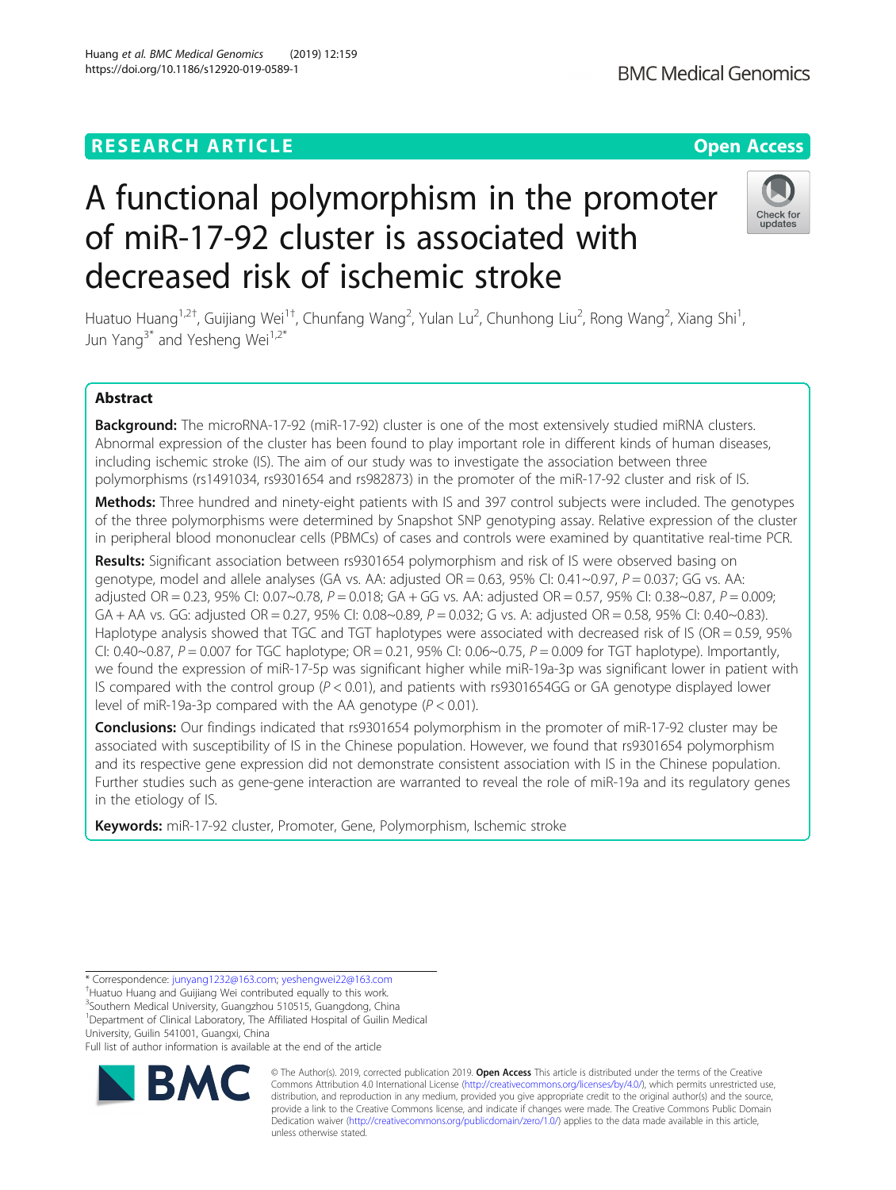RESEARCH ARTICLE

Open Access

# A functional polymorphism in the promoter of miR-17-92 cluster is associated with decreased risk of ischemic stroke

Huatuo Huang[1,2†], Guijiang Wei[1†], Chunfang Wang[2], Yulan Lu[2], Chunhong Liu[2], Rong Wang[2], Xiang Shi[1], Jun Yang[3*] and Yesheng Wei[1,2*]

## Abstract

**Background:** The microRNA-17-92 (miR-17-92) cluster is one of the most extensively studied miRNA clusters. Abnormal expression of the cluster has been found to play important role in different kinds of human diseases, including ischemic stroke (IS). The aim of our study was to investigate the association between three polymorphisms (rs1491034, rs9301654 and rs982873) in the promoter of the miR-17-92 cluster and risk of IS.

**Methods:** Three hundred and ninety-eight patients with IS and 397 control subjects were included. The genotypes of the three polymorphisms were determined by Snapshot SNP genotyping assay. Relative expression of the cluster in peripheral blood mononuclear cells (PBMCs) of cases and controls were examined by quantitative real-time PCR.

**Results:** Significant association between rs9301654 polymorphism and risk of IS were observed basing on genotype, model and allele analyses (GA vs. AA: adjusted OR = 0.63, 95% CI: 0.41~0.97, $P = 0.037$; GG vs. AA: adjusted OR = 0.23, 95% CI: 0.07~0.78, $P = 0.018$; GA + GG vs. AA: adjusted OR = 0.57, 95% CI: 0.38~0.87, $P = 0.009$; GA + AA vs. GG: adjusted OR = 0.27, 95% CI: 0.08~0.89, $P = 0.032$; G vs. A: adjusted OR = 0.58, 95% CI: 0.40~0.83). Haplotype analysis showed that TGC and TGT haplotypes were associated with decreased risk of IS (OR = 0.59, 95% CI: 0.40~0.87, $P = 0.007$ for TGC haplotype; OR = 0.21, 95% CI: 0.06~0.75, $P = 0.009$ for TGT haplotype). Importantly, we found the expression of miR-17-5p was significant higher while miR-19a-3p was significant lower in patient with IS compared with the control group ($P < 0.01$), and patients with rs9301654GG or GA genotype displayed lower level of miR-19a-3p compared with the AA genotype ($P < 0.01$).

**Conclusions:** Our findings indicated that rs9301654 polymorphism in the promoter of miR-17-92 cluster may be associated with susceptibility of IS in the Chinese population. However, we found that rs9301654 polymorphism and its respective gene expression did not demonstrate consistent association with IS in the Chinese population. Further studies such as gene-gene interaction are warranted to reveal the role of miR-19a and its regulatory genes in the etiology of IS.

**Keywords:** miR-17-92 cluster, Promoter, Gene, Polymorphism, Ischemic stroke

---

* Correspondence: junyang1232@163.com; yeshengwei22@163.com
†Huatuo Huang and Guijiang Wei contributed equally to this work.
[3]Southern Medical University, Guangzhou 510515, Guangdong, China
[1]Department of Clinical Laboratory, The Affiliated Hospital of Guilin Medical University, Guilin 541001, Guangxi, China
Full list of author information is available at the end of the article

© The Author(s). 2019, corrected publication 2019. **Open Access** This article is distributed under the terms of the Creative Commons Attribution 4.0 International License (http://creativecommons.org/licenses/by/4.0/), which permits unrestricted use, distribution, and reproduction in any medium, provided you give appropriate credit to the original author(s) and the source, provide a link to the Creative Commons license, and indicate if changes were made. The Creative Commons Public Domain Dedication waiver (http://creativecommons.org/publicdomain/zero/1.0/) applies to the data made available in this article, unless otherwise stated.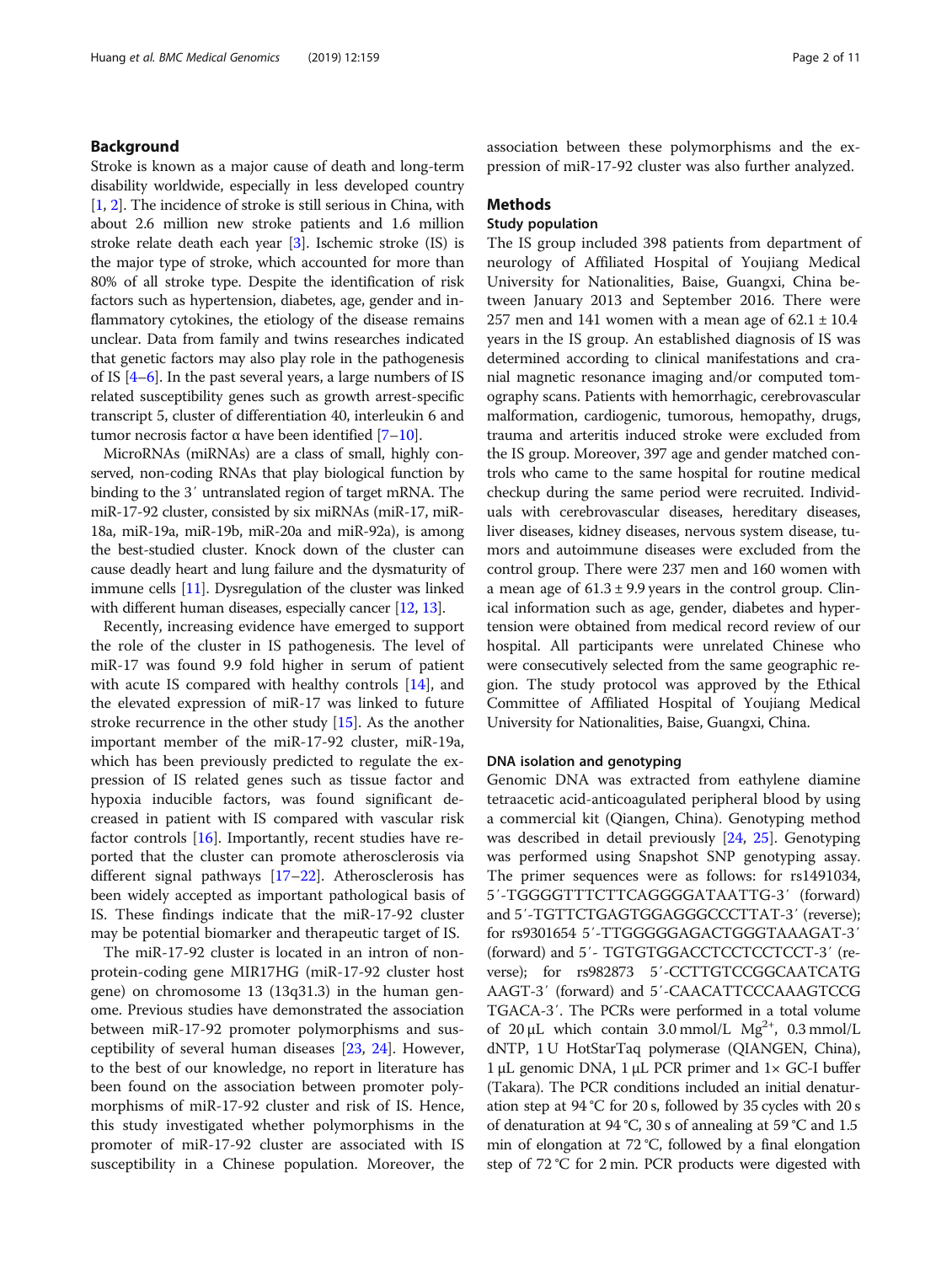## Background

Stroke is known as a major cause of death and long-term disability worldwide, especially in less developed country [1, 2]. The incidence of stroke is still serious in China, with about 2.6 million new stroke patients and 1.6 million stroke relate death each year [3]. Ischemic stroke (IS) is the major type of stroke, which accounted for more than 80% of all stroke type. Despite the identification of risk factors such as hypertension, diabetes, age, gender and inflammatory cytokines, the etiology of the disease remains unclear. Data from family and twins researches indicated that genetic factors may also play role in the pathogenesis of IS [4–6]. In the past several years, a large numbers of IS related susceptibility genes such as growth arrest-specific transcript 5, cluster of differentiation 40, interleukin 6 and tumor necrosis factor α have been identified [7–10].

MicroRNAs (miRNAs) are a class of small, highly conserved, non-coding RNAs that play biological function by binding to the 3′ untranslated region of target mRNA. The miR-17-92 cluster, consisted by six miRNAs (miR-17, miR-18a, miR-19a, miR-19b, miR-20a and miR-92a), is among the best-studied cluster. Knock down of the cluster can cause deadly heart and lung failure and the dysmaturity of immune cells [11]. Dysregulation of the cluster was linked with different human diseases, especially cancer [12, 13].

Recently, increasing evidence have emerged to support the role of the cluster in IS pathogenesis. The level of miR-17 was found 9.9 fold higher in serum of patient with acute IS compared with healthy controls [14], and the elevated expression of miR-17 was linked to future stroke recurrence in the other study [15]. As the another important member of the miR-17-92 cluster, miR-19a, which has been previously predicted to regulate the expression of IS related genes such as tissue factor and hypoxia inducible factors, was found significant decreased in patient with IS compared with vascular risk factor controls [16]. Importantly, recent studies have reported that the cluster can promote atherosclerosis via different signal pathways [17–22]. Atherosclerosis has been widely accepted as important pathological basis of IS. These findings indicate that the miR-17-92 cluster may be potential biomarker and therapeutic target of IS.

The miR-17-92 cluster is located in an intron of non-protein-coding gene MIR17HG (miR-17-92 cluster host gene) on chromosome 13 (13q31.3) in the human genome. Previous studies have demonstrated the association between miR-17-92 promoter polymorphisms and susceptibility of several human diseases [23, 24]. However, to the best of our knowledge, no report in literature has been found on the association between promoter polymorphisms of miR-17-92 cluster and risk of IS. Hence, this study investigated whether polymorphisms in the promoter of miR-17-92 cluster are associated with IS susceptibility in a Chinese population. Moreover, the association between these polymorphisms and the expression of miR-17-92 cluster was also further analyzed.

## Methods

### Study population

The IS group included 398 patients from department of neurology of Affiliated Hospital of Youjiang Medical University for Nationalities, Baise, Guangxi, China between January 2013 and September 2016. There were 257 men and 141 women with a mean age of 62.1 ± 10.4 years in the IS group. An established diagnosis of IS was determined according to clinical manifestations and cranial magnetic resonance imaging and/or computed tomography scans. Patients with hemorrhagic, cerebrovascular malformation, cardiogenic, tumorous, hemopathy, drugs, trauma and arteritis induced stroke were excluded from the IS group. Moreover, 397 age and gender matched controls who came to the same hospital for routine medical checkup during the same period were recruited. Individuals with cerebrovascular diseases, hereditary diseases, liver diseases, kidney diseases, nervous system disease, tumors and autoimmune diseases were excluded from the control group. There were 237 men and 160 women with a mean age of 61.3 ± 9.9 years in the control group. Clinical information such as age, gender, diabetes and hypertension were obtained from medical record review of our hospital. All participants were unrelated Chinese who were consecutively selected from the same geographic region. The study protocol was approved by the Ethical Committee of Affiliated Hospital of Youjiang Medical University for Nationalities, Baise, Guangxi, China.

### DNA isolation and genotyping

Genomic DNA was extracted from eathylene diamine tetraacetic acid-anticoagulated peripheral blood by using a commercial kit (Qiangen, China). Genotyping method was described in detail previously [24, 25]. Genotyping was performed using Snapshot SNP genotyping assay. The primer sequences were as follows: for rs1491034, 5′-TGGGGTTTCTTCAGGGGATAATTG-3′ (forward) and 5′-TGTTCTGAGTGGAGGGCCCTTAT-3′ (reverse); for rs9301654 5′-TTGGGGGAGACTGGGTAAAGAT-3′ (forward) and 5′- TGTGTGGACCTCCTCCTCCT-3′ (reverse); for rs982873 5′-CCTTGTCCGGCAATCATGAAGT-3′ (forward) and 5′-CAACATTCCCAAAGTCCGTGACA-3′. The PCRs were performed in a total volume of 20 μL which contain 3.0 mmol/L $Mg^{2+}$, 0.3 mmol/L dNTP, 1 U HotStarTaq polymerase (QIANGEN, China), 1 μL genomic DNA, 1 μL PCR primer and 1× GC-I buffer (Takara). The PCR conditions included an initial denaturation step at 94 °C for 20 s, followed by 35 cycles with 20 s of denaturation at 94 °C, 30 s of annealing at 59 °C and 1.5 min of elongation at 72 °C, followed by a final elongation step of 72 °C for 2 min. PCR products were digested with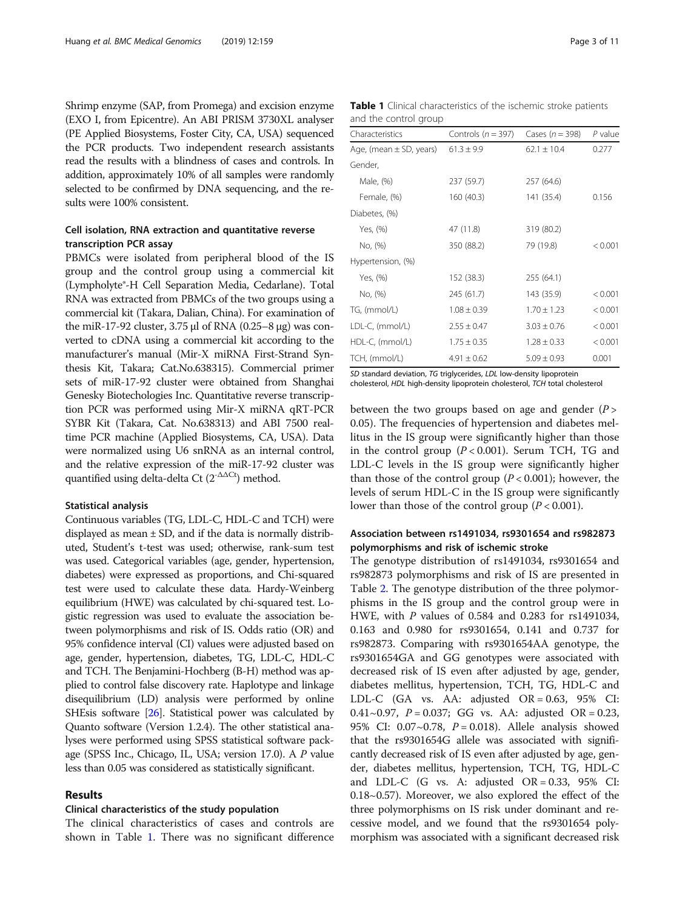Shrimp enzyme (SAP, from Promega) and excision enzyme (EXO I, from Epicentre). An ABI PRISM 3730XL analyser (PE Applied Biosystems, Foster City, CA, USA) sequenced the PCR products. Two independent research assistants read the results with a blindness of cases and controls. In addition, approximately 10% of all samples were randomly selected to be confirmed by DNA sequencing, and the results were 100% consistent.

### Cell isolation, RNA extraction and quantitative reverse transcription PCR assay

PBMCs were isolated from peripheral blood of the IS group and the control group using a commercial kit (Lympholyte®-H Cell Separation Media, Cedarlane). Total RNA was extracted from PBMCs of the two groups using a commercial kit (Takara, Dalian, China). For examination of the miR-17-92 cluster, 3.75 μl of RNA (0.25–8 μg) was converted to cDNA using a commercial kit according to the manufacturer's manual (Mir-X miRNA First-Strand Synthesis Kit, Takara; Cat.No.638315). Commercial primer sets of miR-17-92 cluster were obtained from Shanghai Genesky Biotechologies Inc. Quantitative reverse transcription PCR was performed using Mir-X miRNA qRT-PCR SYBR Kit (Takara, Cat. No.638313) and ABI 7500 real-time PCR machine (Applied Biosystems, CA, USA). Data were normalized using U6 snRNA as an internal control, and the relative expression of the miR-17-92 cluster was quantified using delta-delta Ct ($2^{-\Delta\Delta Ct}$) method.

### Statistical analysis

Continuous variables (TG, LDL-C, HDL-C and TCH) were displayed as mean ± SD, and if the data is normally distributed, Student's t-test was used; otherwise, rank-sum test was used. Categorical variables (age, gender, hypertension, diabetes) were expressed as proportions, and Chi-squared test were used to calculate these data. Hardy-Weinberg equilibrium (HWE) was calculated by chi-squared test. Logistic regression was used to evaluate the association between polymorphisms and risk of IS. Odds ratio (OR) and 95% confidence interval (CI) values were adjusted based on age, gender, hypertension, diabetes, TG, LDL-C, HDL-C and TCH. The Benjamini-Hochberg (B-H) method was applied to control false discovery rate. Haplotype and linkage disequilibrium (LD) analysis were performed by online SHEsis software [26]. Statistical power was calculated by Quanto software (Version 1.2.4). The other statistical analyses were performed using SPSS statistical software package (SPSS Inc., Chicago, IL, USA; version 17.0). A *P* value less than 0.05 was considered as statistically significant.

## Results

### Clinical characteristics of the study population

The clinical characteristics of cases and controls are shown in Table 1. There was no significant difference between the two groups based on age and gender ($P > 0.05$). The frequencies of hypertension and diabetes mellitus in the IS group were significantly higher than those in the control group ($P < 0.001$). Serum TCH, TG and LDL-C levels in the IS group were significantly higher than those of the control group ($P < 0.001$); however, the levels of serum HDL-C in the IS group were significantly lower than those of the control group ($P < 0.001$).

**Table 1** Clinical characteristics of the ischemic stroke patients and the control group

| Characteristics | Controls ($n = 397$) | Cases ($n = 398$) | *P* value |
|---|---|---|---|
| Age, (mean ± SD, years) | 61.3 ± 9.9 | 62.1 ± 10.4 | 0.277 |
| Gender, | | | |
| Male, (%) | 237 (59.7) | 257 (64.6) | |
| Female, (%) | 160 (40.3) | 141 (35.4) | 0.156 |
| Diabetes, (%) | | | |
| Yes, (%) | 47 (11.8) | 319 (80.2) | |
| No, (%) | 350 (88.2) | 79 (19.8) | < 0.001 |
| Hypertension, (%) | | | |
| Yes, (%) | 152 (38.3) | 255 (64.1) | |
| No, (%) | 245 (61.7) | 143 (35.9) | < 0.001 |
| TG, (mmol/L) | 1.08 ± 0.39 | 1.70 ± 1.23 | < 0.001 |
| LDL-C, (mmol/L) | 2.55 ± 0.47 | 3.03 ± 0.76 | < 0.001 |
| HDL-C, (mmol/L) | 1.75 ± 0.35 | 1.28 ± 0.33 | < 0.001 |
| TCH, (mmol/L) | 4.91 ± 0.62 | 5.09 ± 0.93 | 0.001 |

*SD* standard deviation, *TG* triglycerides, *LDL* low-density lipoprotein cholesterol, *HDL* high-density lipoprotein cholesterol, *TCH* total cholesterol

### Association between rs1491034, rs9301654 and rs982873 polymorphisms and risk of ischemic stroke

The genotype distribution of rs1491034, rs9301654 and rs982873 polymorphisms and risk of IS are presented in Table 2. The genotype distribution of the three polymorphisms in the IS group and the control group were in HWE, with *P* values of 0.584 and 0.283 for rs1491034, 0.163 and 0.980 for rs9301654, 0.141 and 0.737 for rs982873. Comparing with rs9301654AA genotype, the rs9301654GA and GG genotypes were associated with decreased risk of IS even after adjusted by age, gender, diabetes mellitus, hypertension, TCH, TG, HDL-C and LDL-C (GA vs. AA: adjusted OR = 0.63, 95% CI: 0.41~0.97, $P = 0.037$; GG vs. AA: adjusted OR = 0.23, 95% CI: 0.07~0.78, $P = 0.018$). Allele analysis showed that the rs9301654G allele was associated with significantly decreased risk of IS even after adjusted by age, gender, diabetes mellitus, hypertension, TCH, TG, HDL-C and LDL-C (G vs. A: adjusted OR = 0.33, 95% CI: 0.18~0.57). Moreover, we also explored the effect of the three polymorphisms on IS risk under dominant and recessive model, and we found that the rs9301654 polymorphism was associated with a significant decreased risk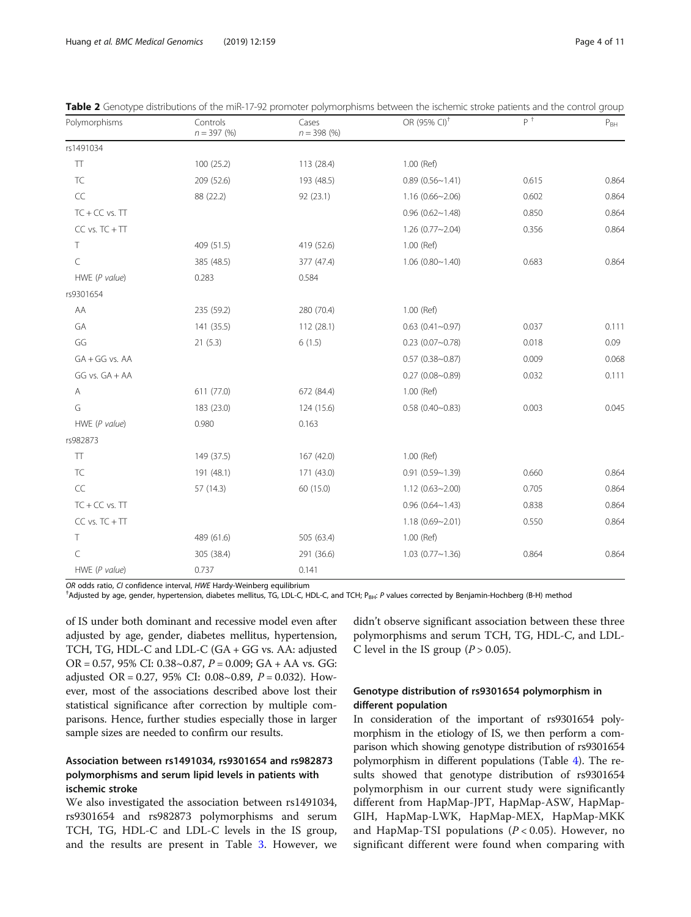**Table 2** Genotype distributions of the miR-17-92 promoter polymorphisms between the ischemic stroke patients and the control group

| Polymorphisms | Controls $n = 397$ (%) | Cases $n = 398$ (%) | OR (95% CI)[†] | P [†] | $P_{BH}$ |
|---|---|---|---|---|---|
| rs1491034 | | | | | |
| TT | 100 (25.2) | 113 (28.4) | 1.00 (Ref) | | |
| TC | 209 (52.6) | 193 (48.5) | 0.89 (0.56~1.41) | 0.615 | 0.864 |
| CC | 88 (22.2) | 92 (23.1) | 1.16 (0.66~2.06) | 0.602 | 0.864 |
| TC + CC vs. TT | | | 0.96 (0.62~1.48) | 0.850 | 0.864 |
| CC vs. TC + TT | | | 1.26 (0.77~2.04) | 0.356 | 0.864 |
| T | 409 (51.5) | 419 (52.6) | 1.00 (Ref) | | |
| C | 385 (48.5) | 377 (47.4) | 1.06 (0.80~1.40) | 0.683 | 0.864 |
| HWE (*P value*) | 0.283 | 0.584 | | | |
| rs9301654 | | | | | |
| AA | 235 (59.2) | 280 (70.4) | 1.00 (Ref) | | |
| GA | 141 (35.5) | 112 (28.1) | 0.63 (0.41~0.97) | 0.037 | 0.111 |
| GG | 21 (5.3) | 6 (1.5) | 0.23 (0.07~0.78) | 0.018 | 0.09 |
| GA + GG vs. AA | | | 0.57 (0.38~0.87) | 0.009 | 0.068 |
| GG vs. GA + AA | | | 0.27 (0.08~0.89) | 0.032 | 0.111 |
| A | 611 (77.0) | 672 (84.4) | 1.00 (Ref) | | |
| G | 183 (23.0) | 124 (15.6) | 0.58 (0.40~0.83) | 0.003 | 0.045 |
| HWE (*P value*) | 0.980 | 0.163 | | | |
| rs982873 | | | | | |
| TT | 149 (37.5) | 167 (42.0) | 1.00 (Ref) | | |
| TC | 191 (48.1) | 171 (43.0) | 0.91 (0.59~1.39) | 0.660 | 0.864 |
| CC | 57 (14.3) | 60 (15.0) | 1.12 (0.63~2.00) | 0.705 | 0.864 |
| TC + CC vs. TT | | | 0.96 (0.64~1.43) | 0.838 | 0.864 |
| CC vs. TC + TT | | | 1.18 (0.69~2.01) | 0.550 | 0.864 |
| T | 489 (61.6) | 505 (63.4) | 1.00 (Ref) | | |
| C | 305 (38.4) | 291 (36.6) | 1.03 (0.77~1.36) | 0.864 | 0.864 |
| HWE (*P value*) | 0.737 | 0.141 | | | |

*OR* odds ratio, *CI* confidence interval, *HWE* Hardy-Weinberg equilibrium

[†]Adjusted by age, gender, hypertension, diabetes mellitus, TG, LDL-C, HDL-C, and TCH; $P_{BH}$: *P* values corrected by Benjamin-Hochberg (B-H) method

of IS under both dominant and recessive model even after adjusted by age, gender, diabetes mellitus, hypertension, TCH, TG, HDL-C and LDL-C (GA + GG vs. AA: adjusted OR = 0.57, 95% CI: 0.38~0.87, $P = 0.009$; GA + AA vs. GG: adjusted OR = 0.27, 95% CI: 0.08~0.89, $P = 0.032$). However, most of the associations described above lost their statistical significance after correction by multiple comparisons. Hence, further studies especially those in larger sample sizes are needed to confirm our results.

## Association between rs1491034, rs9301654 and rs982873 polymorphisms and serum lipid levels in patients with ischemic stroke

We also investigated the association between rs1491034, rs9301654 and rs982873 polymorphisms and serum TCH, TG, HDL-C and LDL-C levels in the IS group, and the results are present in Table 3. However, we didn't observe significant association between these three polymorphisms and serum TCH, TG, HDL-C, and LDL-C level in the IS group ($P > 0.05$).

## Genotype distribution of rs9301654 polymorphism in different population

In consideration of the important of rs9301654 polymorphism in the etiology of IS, we then perform a comparison which showing genotype distribution of rs9301654 polymorphism in different populations (Table 4). The results showed that genotype distribution of rs9301654 polymorphism in our current study were significantly different from HapMap-JPT, HapMap-ASW, HapMap-GIH, HapMap-LWK, HapMap-MEX, HapMap-MKK and HapMap-TSI populations ($P < 0.05$). However, no significant different were found when comparing with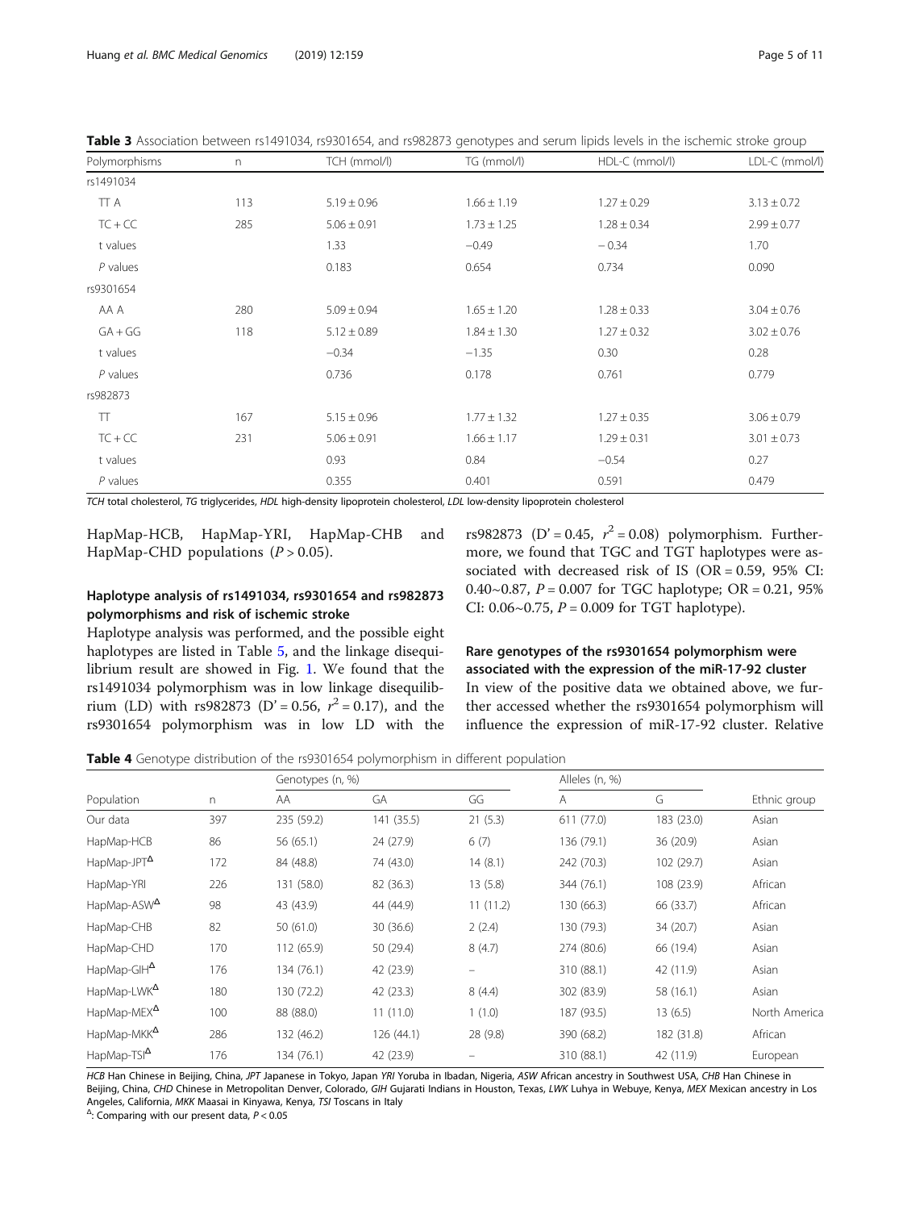**Table 3** Association between rs1491034, rs9301654, and rs982873 genotypes and serum lipids levels in the ischemic stroke group

| Polymorphisms | n | TCH (mmol/l) | TG (mmol/l) | HDL-C (mmol/l) | LDL-C (mmol/l) |
|---|---|---|---|---|---|
| rs1491034 | | | | | |
| TT A | 113 | 5.19 ± 0.96 | 1.66 ± 1.19 | 1.27 ± 0.29 | 3.13 ± 0.72 |
| TC + CC | 285 | 5.06 ± 0.91 | 1.73 ± 1.25 | 1.28 ± 0.34 | 2.99 ± 0.77 |
| t values | | 1.33 | −0.49 | − 0.34 | 1.70 |
| *P* values | | 0.183 | 0.654 | 0.734 | 0.090 |
| rs9301654 | | | | | |
| AA A | 280 | 5.09 ± 0.94 | 1.65 ± 1.20 | 1.28 ± 0.33 | 3.04 ± 0.76 |
| GA + GG | 118 | 5.12 ± 0.89 | 1.84 ± 1.30 | 1.27 ± 0.32 | 3.02 ± 0.76 |
| t values | | −0.34 | −1.35 | 0.30 | 0.28 |
| *P* values | | 0.736 | 0.178 | 0.761 | 0.779 |
| rs982873 | | | | | |
| TT | 167 | 5.15 ± 0.96 | 1.77 ± 1.32 | 1.27 ± 0.35 | 3.06 ± 0.79 |
| TC + CC | 231 | 5.06 ± 0.91 | 1.66 ± 1.17 | 1.29 ± 0.31 | 3.01 ± 0.73 |
| t values | | 0.93 | 0.84 | −0.54 | 0.27 |
| *P* values | | 0.355 | 0.401 | 0.591 | 0.479 |

*TCH* total cholesterol, *TG* triglycerides, *HDL* high-density lipoprotein cholesterol, *LDL* low-density lipoprotein cholesterol

HapMap-HCB, HapMap-YRI, HapMap-CHB and HapMap-CHD populations ($P > 0.05$).

### Haplotype analysis of rs1491034, rs9301654 and rs982873 polymorphisms and risk of ischemic stroke

Haplotype analysis was performed, and the possible eight haplotypes are listed in Table 5, and the linkage disequilibrium result are showed in Fig. 1. We found that the rs1491034 polymorphism was in low linkage disequilibrium (LD) with rs982873 ($D' = 0.56$, $r^2 = 0.17$), and the rs9301654 polymorphism was in low LD with the rs982873 ($D' = 0.45$, $r^2 = 0.08$) polymorphism. Furthermore, we found that TGC and TGT haplotypes were associated with decreased risk of IS (OR = 0.59, 95% CI: 0.40~0.87, $P = 0.007$ for TGC haplotype; OR = 0.21, 95% CI: 0.06~0.75, $P = 0.009$ for TGT haplotype).

### Rare genotypes of the rs9301654 polymorphism were associated with the expression of the miR-17-92 cluster

In view of the positive data we obtained above, we further accessed whether the rs9301654 polymorphism will influence the expression of miR-17-92 cluster. Relative

**Table 4** Genotype distribution of the rs9301654 polymorphism in different population

| Population | n | Genotypes (n, %) | | | Alleles (n, %) | | Ethnic group |
|---|---|---|---|---|---|---|---|
| | | AA | GA | GG | A | G | |
| Our data | 397 | 235 (59.2) | 141 (35.5) | 21 (5.3) | 611 (77.0) | 183 (23.0) | Asian |
| HapMap-HCB | 86 | 56 (65.1) | 24 (27.9) | 6 (7) | 136 (79.1) | 36 (20.9) | Asian |
| HapMap-JPT[Δ] | 172 | 84 (48.8) | 74 (43.0) | 14 (8.1) | 242 (70.3) | 102 (29.7) | Asian |
| HapMap-YRI | 226 | 131 (58.0) | 82 (36.3) | 13 (5.8) | 344 (76.1) | 108 (23.9) | African |
| HapMap-ASW[Δ] | 98 | 43 (43.9) | 44 (44.9) | 11 (11.2) | 130 (66.3) | 66 (33.7) | African |
| HapMap-CHB | 82 | 50 (61.0) | 30 (36.6) | 2 (2.4) | 130 (79.3) | 34 (20.7) | Asian |
| HapMap-CHD | 170 | 112 (65.9) | 50 (29.4) | 8 (4.7) | 274 (80.6) | 66 (19.4) | Asian |
| HapMap-GIH[Δ] | 176 | 134 (76.1) | 42 (23.9) | – | 310 (88.1) | 42 (11.9) | Asian |
| HapMap-LWK[Δ] | 180 | 130 (72.2) | 42 (23.3) | 8 (4.4) | 302 (83.9) | 58 (16.1) | Asian |
| HapMap-MEX[Δ] | 100 | 88 (88.0) | 11 (11.0) | 1 (1.0) | 187 (93.5) | 13 (6.5) | North America |
| HapMap-MKK[Δ] | 286 | 132 (46.2) | 126 (44.1) | 28 (9.8) | 390 (68.2) | 182 (31.8) | African |
| HapMap-TSI[Δ] | 176 | 134 (76.1) | 42 (23.9) | – | 310 (88.1) | 42 (11.9) | European |

*HCB* Han Chinese in Beijing, China, *JPT* Japanese in Tokyo, Japan *YRI* Yoruba in Ibadan, Nigeria, *ASW* African ancestry in Southwest USA, *CHB* Han Chinese in Beijing, China, *CHD* Chinese in Metropolitan Denver, Colorado, *GIH* Gujarati Indians in Houston, Texas, *LWK* Luhya in Webuye, Kenya, *MEX* Mexican ancestry in Los Angeles, California, *MKK* Maasai in Kinyawa, Kenya, *TSI* Toscans in Italy

[Δ]: Comparing with our present data, $P < 0.05$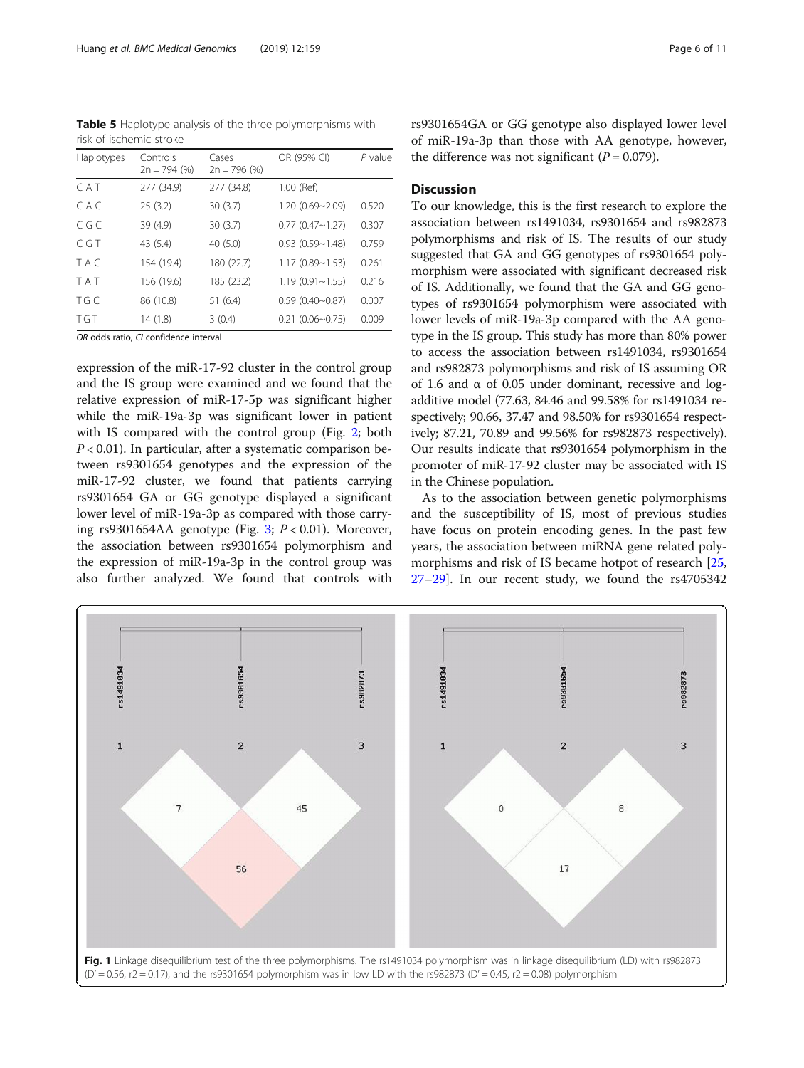**Table 5** Haplotype analysis of the three polymorphisms with risk of ischemic stroke

| Haplotypes | Controls 2n = 794 (%) | Cases 2n = 796 (%) | OR (95% CI) | *P* value |
|---|---|---|---|---|
| C A T | 277 (34.9) | 277 (34.8) | 1.00 (Ref) | |
| C A C | 25 (3.2) | 30 (3.7) | 1.20 (0.69~2.09) | 0.520 |
| C G C | 39 (4.9) | 30 (3.7) | 0.77 (0.47~1.27) | 0.307 |
| C G T | 43 (5.4) | 40 (5.0) | 0.93 (0.59~1.48) | 0.759 |
| T A C | 154 (19.4) | 180 (22.7) | 1.17 (0.89~1.53) | 0.261 |
| T A T | 156 (19.6) | 185 (23.2) | 1.19 (0.91~1.55) | 0.216 |
| T G C | 86 (10.8) | 51 (6.4) | 0.59 (0.40~0.87) | 0.007 |
| T G T | 14 (1.8) | 3 (0.4) | 0.21 (0.06~0.75) | 0.009 |

*OR* odds ratio, *CI* confidence interval

expression of the miR-17-92 cluster in the control group and the IS group were examined and we found that the relative expression of miR-17-5p was significant higher while the miR-19a-3p was significant lower in patient with IS compared with the control group (Fig. 2; both $P < 0.01$). In particular, after a systematic comparison between rs9301654 genotypes and the expression of the miR-17-92 cluster, we found that patients carrying rs9301654 GA or GG genotype displayed a significant lower level of miR-19a-3p as compared with those carrying rs9301654AA genotype (Fig. 3; $P < 0.01$). Moreover, the association between rs9301654 polymorphism and the expression of miR-19a-3p in the control group was also further analyzed. We found that controls with rs9301654GA or GG genotype also displayed lower level of miR-19a-3p than those with AA genotype, however, the difference was not significant ($P = 0.079$).

## Discussion

To our knowledge, this is the first research to explore the association between rs1491034, rs9301654 and rs982873 polymorphisms and risk of IS. The results of our study suggested that GA and GG genotypes of rs9301654 polymorphism were associated with significant decreased risk of IS. Additionally, we found that the GA and GG genotypes of rs9301654 polymorphism were associated with lower levels of miR-19a-3p compared with the AA genotype in the IS group. This study has more than 80% power to access the association between rs1491034, rs9301654 and rs982873 polymorphisms and risk of IS assuming OR of 1.6 and α of 0.05 under dominant, recessive and log-additive model (77.63, 84.46 and 99.58% for rs1491034 respectively; 90.66, 37.47 and 98.50% for rs9301654 respectively; 87.21, 70.89 and 99.56% for rs982873 respectively). Our results indicate that rs9301654 polymorphism in the promoter of miR-17-92 cluster may be associated with IS in the Chinese population.

As to the association between genetic polymorphisms and the susceptibility of IS, most of previous studies have focus on protein encoding genes. In the past few years, the association between miRNA gene related polymorphisms and risk of IS became hotpot of research [25, 27–29]. In our recent study, we found the rs4705342

**Fig. 1** Linkage disequilibrium test of the three polymorphisms. The rs1491034 polymorphism was in linkage disequilibrium (LD) with rs982873 (D′ = 0.56, r2 = 0.17), and the rs9301654 polymorphism was in low LD with the rs982873 (D′ = 0.45, r2 = 0.08) polymorphism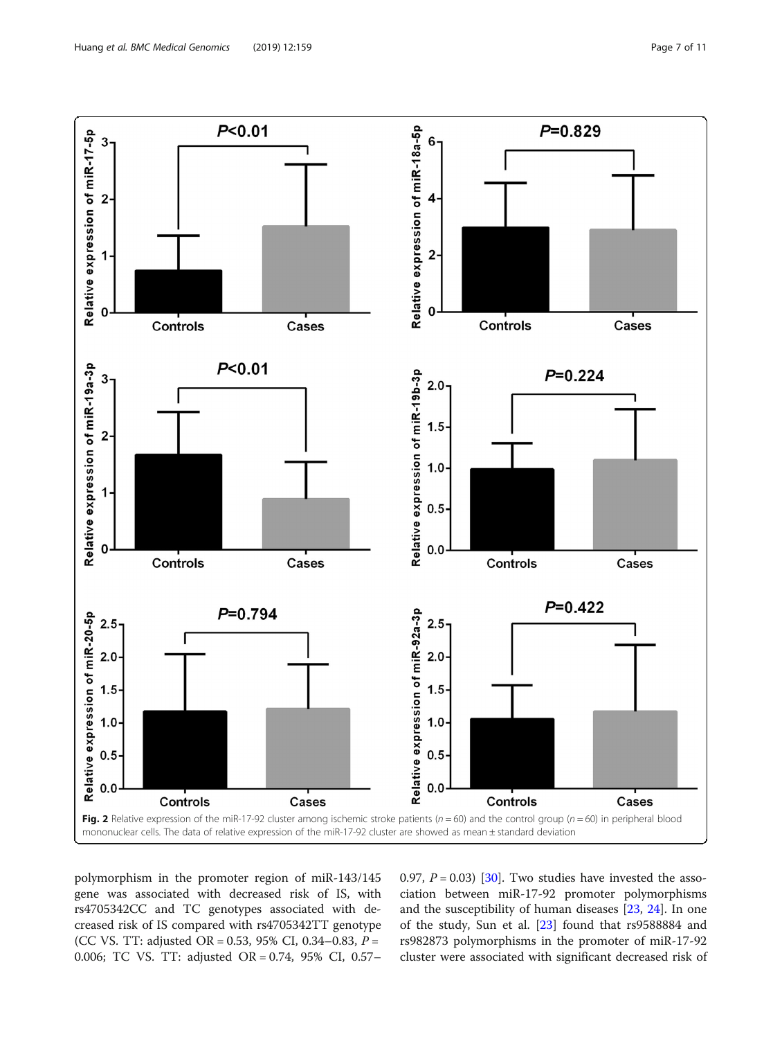**Fig. 2** Relative expression of the miR-17-92 cluster among ischemic stroke patients ($n = 60$) and the control group ($n = 60$) in peripheral blood mononuclear cells. The data of relative expression of the miR-17-92 cluster are showed as mean ± standard deviation

polymorphism in the promoter region of miR-143/145 gene was associated with decreased risk of IS, with rs4705342CC and TC genotypes associated with decreased risk of IS compared with rs4705342TT genotype (CC VS. TT: adjusted OR = 0.53, 95% CI, 0.34–0.83, $P = 0.006$; TC VS. TT: adjusted OR = 0.74, 95% CI, 0.57–0.97, $P = 0.03$) [30]. Two studies have invested the association between miR-17-92 promoter polymorphisms and the susceptibility of human diseases [23, 24]. In one of the study, Sun et al. [23] found that rs9588884 and rs982873 polymorphisms in the promoter of miR-17-92 cluster were associated with significant decreased risk of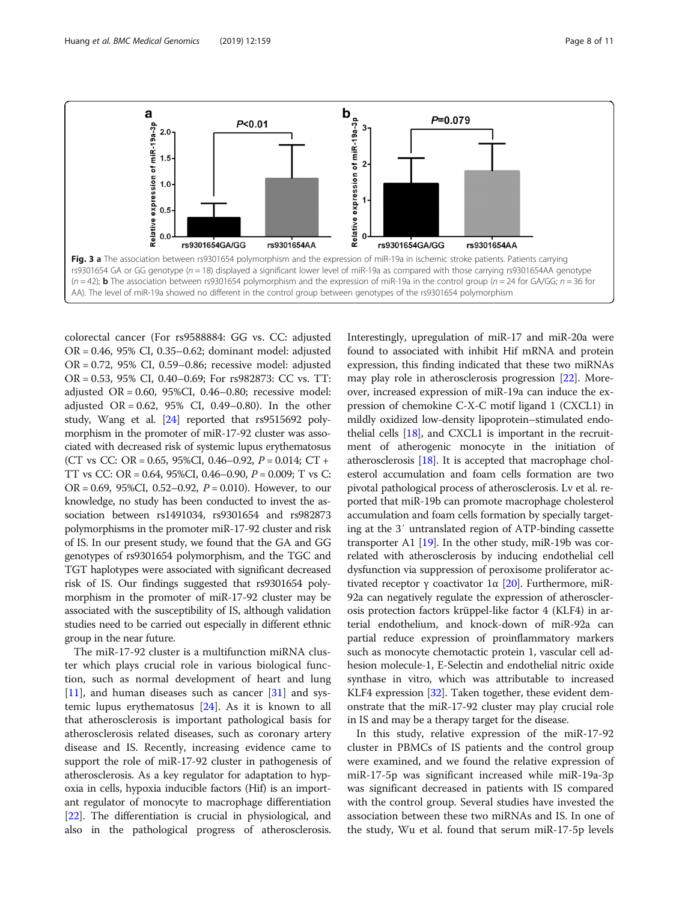**Fig. 3 a** The association between rs9301654 polymorphism and the expression of miR-19a in ischemic stroke patients. Patients carrying rs9301654 GA or GG genotype ($n = 18$) displayed a significant lower level of miR-19a as compared with those carrying rs9301654AA genotype ($n = 42$); **b** The association between rs9301654 polymorphism and the expression of miR-19a in the control group ($n = 24$ for GA/GG; $n = 36$ for AA). The level of miR-19a showed no different in the control group between genotypes of the rs9301654 polymorphism

colorectal cancer (For rs9588884: GG vs. CC: adjusted OR = 0.46, 95% CI, 0.35–0.62; dominant model: adjusted OR = 0.72, 95% CI, 0.59–0.86; recessive model: adjusted OR = 0.53, 95% CI, 0.40–0.69; For rs982873: CC vs. TT: adjusted OR = 0.60, 95%CI, 0.46–0.80; recessive model: adjusted OR = 0.62, 95% CI, 0.49–0.80). In the other study, Wang et al. [24] reported that rs9515692 polymorphism in the promoter of miR-17-92 cluster was associated with decreased risk of systemic lupus erythematosus (CT vs CC: OR = 0.65, 95%CI, 0.46–0.92, $P = 0.014$; CT + TT vs CC: OR = 0.64, 95%CI, 0.46–0.90, $P = 0.009$; T vs C: OR = 0.69, 95%CI, 0.52–0.92, $P = 0.010$). However, to our knowledge, no study has been conducted to invest the association between rs1491034, rs9301654 and rs982873 polymorphisms in the promoter miR-17-92 cluster and risk of IS. In our present study, we found that the GA and GG genotypes of rs9301654 polymorphism, and the TGC and TGT haplotypes were associated with significant decreased risk of IS. Our findings suggested that rs9301654 polymorphism in the promoter of miR-17-92 cluster may be associated with the susceptibility of IS, although validation studies need to be carried out especially in different ethnic group in the near future.

The miR-17-92 cluster is a multifunction miRNA cluster which plays crucial role in various biological function, such as normal development of heart and lung [11], and human diseases such as cancer [31] and systemic lupus erythematosus [24]. As it is known to all that atherosclerosis is important pathological basis for atherosclerosis related diseases, such as coronary artery disease and IS. Recently, increasing evidence came to support the role of miR-17-92 cluster in pathogenesis of atherosclerosis. As a key regulator for adaptation to hypoxia in cells, hypoxia inducible factors (Hif) is an important regulator of monocyte to macrophage differentiation [22]. The differentiation is crucial in physiological, and also in the pathological progress of atherosclerosis. Interestingly, upregulation of miR-17 and miR-20a were found to associated with inhibit Hif mRNA and protein expression, this finding indicated that these two miRNAs may play role in atherosclerosis progression [22]. Moreover, increased expression of miR-19a can induce the expression of chemokine C-X-C motif ligand 1 (CXCL1) in mildly oxidized low-density lipoprotein–stimulated endothelial cells [18], and CXCL1 is important in the recruitment of atherogenic monocyte in the initiation of atherosclerosis [18]. It is accepted that macrophage cholesterol accumulation and foam cells formation are two pivotal pathological process of atherosclerosis. Lv et al. reported that miR-19b can promote macrophage cholesterol accumulation and foam cells formation by specially targeting at the 3′ untranslated region of ATP-binding cassette transporter A1 [19]. In the other study, miR-19b was correlated with atherosclerosis by inducing endothelial cell dysfunction via suppression of peroxisome proliferator activated receptor γ coactivator 1α [20]. Furthermore, miR-92a can negatively regulate the expression of atherosclerosis protection factors krüppel-like factor 4 (KLF4) in arterial endothelium, and knock-down of miR-92a can partial reduce expression of proinflammatory markers such as monocyte chemotactic protein 1, vascular cell adhesion molecule-1, E-Selectin and endothelial nitric oxide synthase in vitro, which was attributable to increased KLF4 expression [32]. Taken together, these evident demonstrate that the miR-17-92 cluster may play crucial role in IS and may be a therapy target for the disease.

In this study, relative expression of the miR-17-92 cluster in PBMCs of IS patients and the control group were examined, and we found the relative expression of miR-17-5p was significant increased while miR-19a-3p was significant decreased in patients with IS compared with the control group. Several studies have invested the association between these two miRNAs and IS. In one of the study, Wu et al. found that serum miR-17-5p levels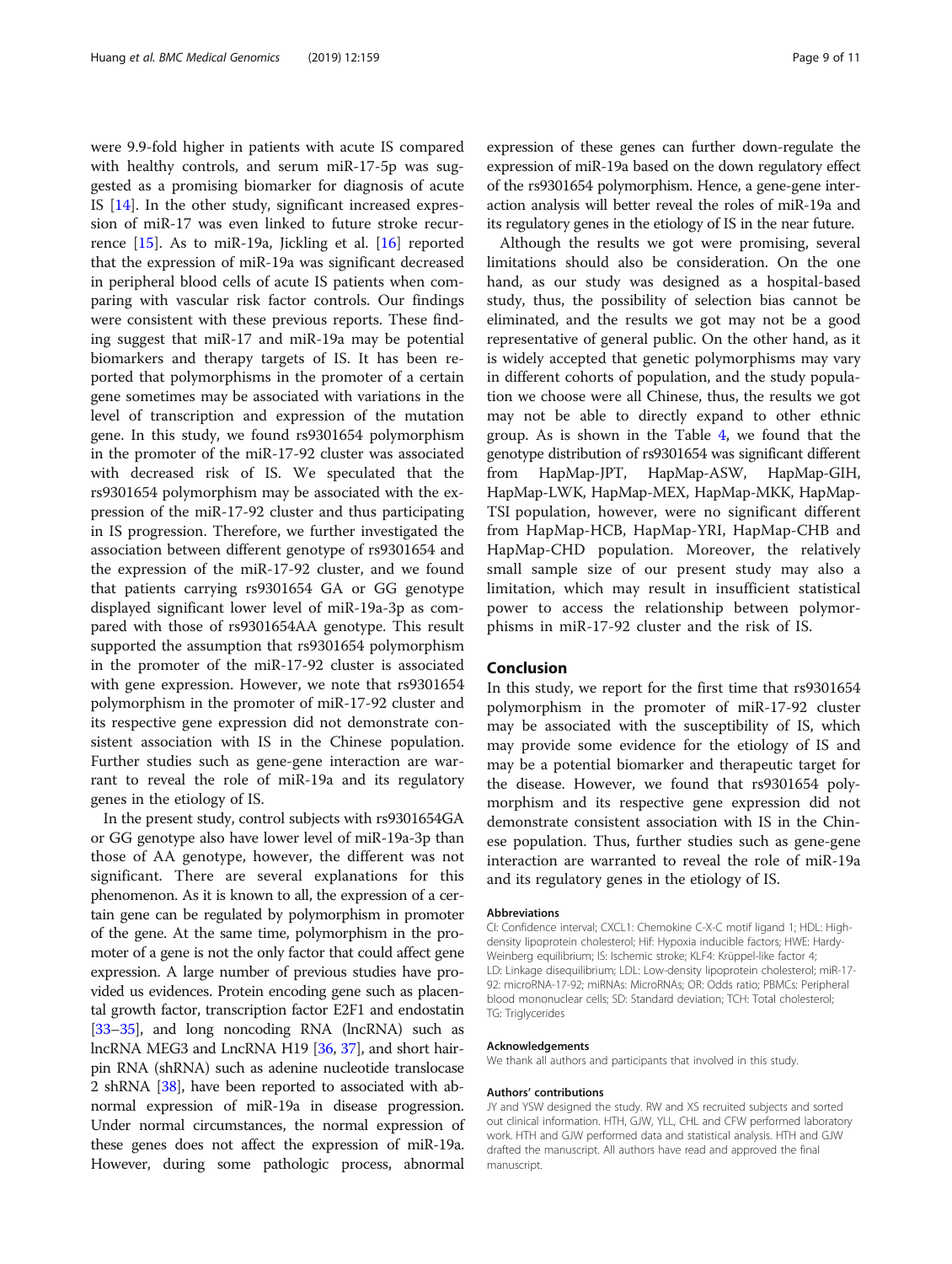were 9.9-fold higher in patients with acute IS compared with healthy controls, and serum miR-17-5p was suggested as a promising biomarker for diagnosis of acute IS [14]. In the other study, significant increased expression of miR-17 was even linked to future stroke recurrence [15]. As to miR-19a, Jickling et al. [16] reported that the expression of miR-19a was significant decreased in peripheral blood cells of acute IS patients when comparing with vascular risk factor controls. Our findings were consistent with these previous reports. These finding suggest that miR-17 and miR-19a may be potential biomarkers and therapy targets of IS. It has been reported that polymorphisms in the promoter of a certain gene sometimes may be associated with variations in the level of transcription and expression of the mutation gene. In this study, we found rs9301654 polymorphism in the promoter of the miR-17-92 cluster was associated with decreased risk of IS. We speculated that the rs9301654 polymorphism may be associated with the expression of the miR-17-92 cluster and thus participating in IS progression. Therefore, we further investigated the association between different genotype of rs9301654 and the expression of the miR-17-92 cluster, and we found that patients carrying rs9301654 GA or GG genotype displayed significant lower level of miR-19a-3p as compared with those of rs9301654AA genotype. This result supported the assumption that rs9301654 polymorphism in the promoter of the miR-17-92 cluster is associated with gene expression. However, we note that rs9301654 polymorphism in the promoter of miR-17-92 cluster and its respective gene expression did not demonstrate consistent association with IS in the Chinese population. Further studies such as gene-gene interaction are warrant to reveal the role of miR-19a and its regulatory genes in the etiology of IS.

In the present study, control subjects with rs9301654GA or GG genotype also have lower level of miR-19a-3p than those of AA genotype, however, the different was not significant. There are several explanations for this phenomenon. As it is known to all, the expression of a certain gene can be regulated by polymorphism in promoter of the gene. At the same time, polymorphism in the promoter of a gene is not the only factor that could affect gene expression. A large number of previous studies have provided us evidences. Protein encoding gene such as placental growth factor, transcription factor E2F1 and endostatin [33–35], and long noncoding RNA (lncRNA) such as lncRNA MEG3 and LncRNA H19 [36, 37], and short hairpin RNA (shRNA) such as adenine nucleotide translocase 2 shRNA [38], have been reported to associated with abnormal expression of miR-19a in disease progression. Under normal circumstances, the normal expression of these genes does not affect the expression of miR-19a. However, during some pathologic process, abnormal expression of these genes can further down-regulate the expression of miR-19a based on the down regulatory effect of the rs9301654 polymorphism. Hence, a gene-gene interaction analysis will better reveal the roles of miR-19a and its regulatory genes in the etiology of IS in the near future.

Although the results we got were promising, several limitations should also be consideration. On the one hand, as our study was designed as a hospital-based study, thus, the possibility of selection bias cannot be eliminated, and the results we got may not be a good representative of general public. On the other hand, as it is widely accepted that genetic polymorphisms may vary in different cohorts of population, and the study population we choose were all Chinese, thus, the results we got may not be able to directly expand to other ethnic group. As is shown in the Table 4, we found that the genotype distribution of rs9301654 was significant different from HapMap-JPT, HapMap-ASW, HapMap-GIH, HapMap-LWK, HapMap-MEX, HapMap-MKK, HapMap-TSI population, however, were no significant different from HapMap-HCB, HapMap-YRI, HapMap-CHB and HapMap-CHD population. Moreover, the relatively small sample size of our present study may also a limitation, which may result in insufficient statistical power to access the relationship between polymorphisms in miR-17-92 cluster and the risk of IS.

## Conclusion

In this study, we report for the first time that rs9301654 polymorphism in the promoter of miR-17-92 cluster may be associated with the susceptibility of IS, which may provide some evidence for the etiology of IS and may be a potential biomarker and therapeutic target for the disease. However, we found that rs9301654 polymorphism and its respective gene expression did not demonstrate consistent association with IS in the Chinese population. Thus, further studies such as gene-gene interaction are warranted to reveal the role of miR-19a and its regulatory genes in the etiology of IS.

#### Abbreviations

CI: Confidence interval; CXCL1: Chemokine C-X-C motif ligand 1; HDL: High-density lipoprotein cholesterol; Hif: Hypoxia inducible factors; HWE: Hardy-Weinberg equilibrium; IS: Ischemic stroke; KLF4: Krüppel-like factor 4; LD: Linkage disequilibrium; LDL: Low-density lipoprotein cholesterol; miR-17-92: microRNA-17-92; miRNAs: MicroRNAs; OR: Odds ratio; PBMCs: Peripheral blood mononuclear cells; SD: Standard deviation; TCH: Total cholesterol; TG: Triglycerides

#### Acknowledgements

We thank all authors and participants that involved in this study.

#### Authors' contributions

JY and YSW designed the study. RW and XS recruited subjects and sorted out clinical information. HTH, GJW, YLL, CHL and CFW performed laboratory work. HTH and GJW performed data and statistical analysis. HTH and GJW drafted the manuscript. All authors have read and approved the final manuscript.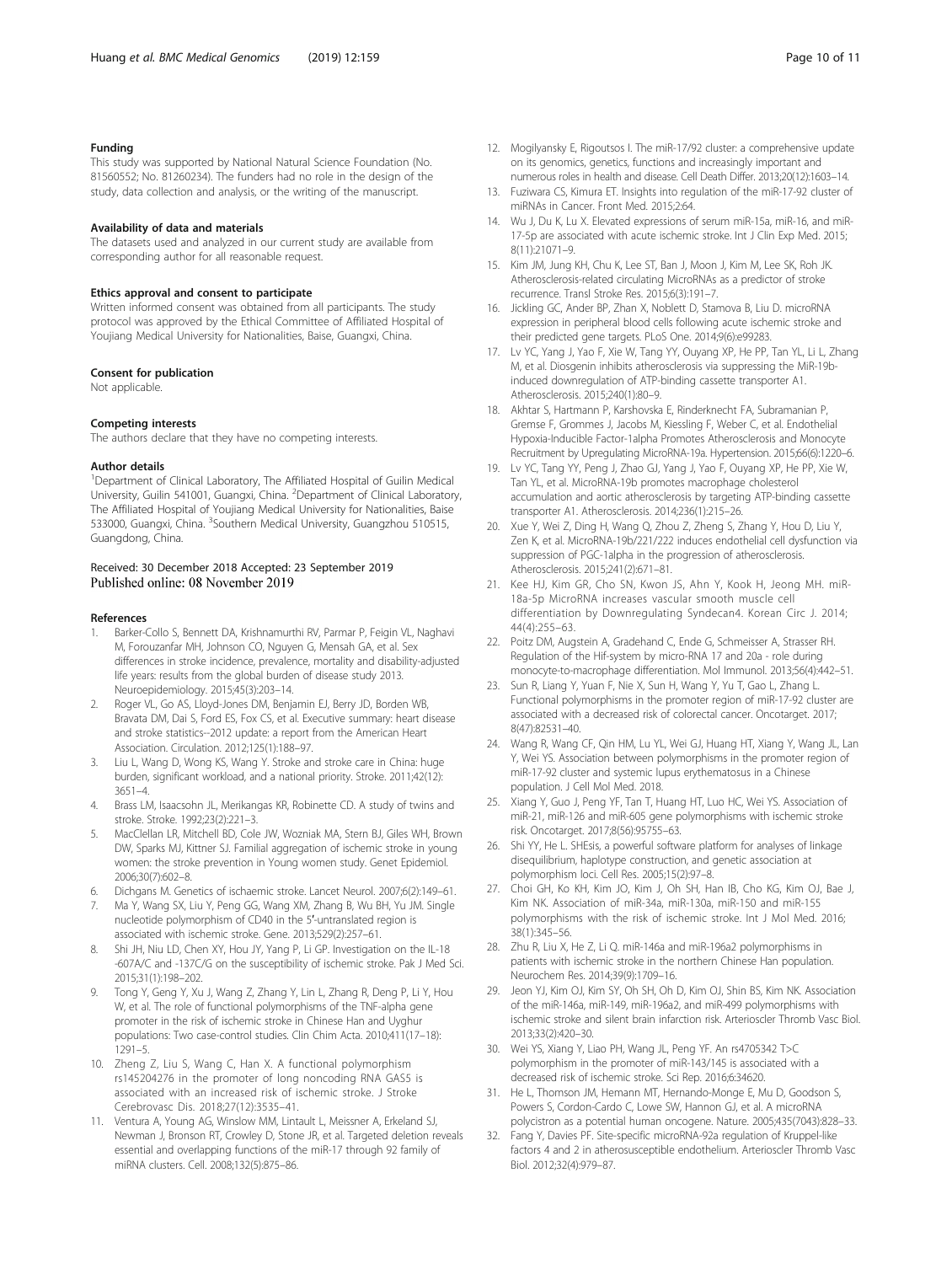### Funding

This study was supported by National Natural Science Foundation (No. 81560552; No. 81260234). The funders had no role in the design of the study, data collection and analysis, or the writing of the manuscript.

### Availability of data and materials

The datasets used and analyzed in our current study are available from corresponding author for all reasonable request.

### Ethics approval and consent to participate

Written informed consent was obtained from all participants. The study protocol was approved by the Ethical Committee of Affiliated Hospital of Youjiang Medical University for Nationalities, Baise, Guangxi, China.

### Consent for publication

Not applicable.

### Competing interests

The authors declare that they have no competing interests.

### Author details

[1]Department of Clinical Laboratory, The Affiliated Hospital of Guilin Medical University, Guilin 541001, Guangxi, China. [2]Department of Clinical Laboratory, The Affiliated Hospital of Youjiang Medical University for Nationalities, Baise 533000, Guangxi, China. [3]Southern Medical University, Guangzhou 510515, Guangdong, China.

Received: 30 December 2018 Accepted: 23 September 2019
Published online: 08 November 2019

### References

1. Barker-Collo S, Bennett DA, Krishnamurthi RV, Parmar P, Feigin VL, Naghavi M, Forouzanfar MH, Johnson CO, Nguyen G, Mensah GA, et al. Sex differences in stroke incidence, prevalence, mortality and disability-adjusted life years: results from the global burden of disease study 2013. Neuroepidemiology. 2015;45(3):203–14.
2. Roger VL, Go AS, Lloyd-Jones DM, Benjamin EJ, Berry JD, Borden WB, Bravata DM, Dai S, Ford ES, Fox CS, et al. Executive summary: heart disease and stroke statistics--2012 update: a report from the American Heart Association. Circulation. 2012;125(1):188–97.
3. Liu L, Wang D, Wong KS, Wang Y. Stroke and stroke care in China: huge burden, significant workload, and a national priority. Stroke. 2011;42(12): 3651–4.
4. Brass LM, Isaacsohn JL, Merikangas KR, Robinette CD. A study of twins and stroke. Stroke. 1992;23(2):221–3.
5. MacClellan LR, Mitchell BD, Cole JW, Wozniak MA, Stern BJ, Giles WH, Brown DW, Sparks MJ, Kittner SJ. Familial aggregation of ischemic stroke in young women: the stroke prevention in Young women study. Genet Epidemiol. 2006;30(7):602–8.
6. Dichgans M. Genetics of ischaemic stroke. Lancet Neurol. 2007;6(2):149–61.
7. Ma Y, Wang SX, Liu Y, Peng GG, Wang XM, Zhang B, Wu BH, Yu JM. Single nucleotide polymorphism of CD40 in the 5′-untranslated region is associated with ischemic stroke. Gene. 2013;529(2):257–61.
8. Shi JH, Niu LD, Chen XY, Hou JY, Yang P, Li GP. Investigation on the IL-18 -607A/C and -137C/G on the susceptibility of ischemic stroke. Pak J Med Sci. 2015;31(1):198–202.
9. Tong Y, Geng Y, Xu J, Wang Z, Zhang Y, Lin L, Zhang R, Deng P, Li Y, Hou W, et al. The role of functional polymorphisms of the TNF-alpha gene promoter in the risk of ischemic stroke in Chinese Han and Uyghur populations: Two case-control studies. Clin Chim Acta. 2010;411(17–18): 1291–5.
10. Zheng Z, Liu S, Wang C, Han X. A functional polymorphism rs145204276 in the promoter of long noncoding RNA GAS5 is associated with an increased risk of ischemic stroke. J Stroke Cerebrovasc Dis. 2018;27(12):3535–41.
11. Ventura A, Young AG, Winslow MM, Lintault L, Meissner A, Erkeland SJ, Newman J, Bronson RT, Crowley D, Stone JR, et al. Targeted deletion reveals essential and overlapping functions of the miR-17 through 92 family of miRNA clusters. Cell. 2008;132(5):875–86.
12. Mogilyansky E, Rigoutsos I. The miR-17/92 cluster: a comprehensive update on its genomics, genetics, functions and increasingly important and numerous roles in health and disease. Cell Death Differ. 2013;20(12):1603–14.
13. Fuziwara CS, Kimura ET. Insights into regulation of the miR-17-92 cluster of miRNAs in Cancer. Front Med. 2015;2:64.
14. Wu J, Du K, Lu X. Elevated expressions of serum miR-15a, miR-16, and miR-17-5p are associated with acute ischemic stroke. Int J Clin Exp Med. 2015; 8(11):21071–9.
15. Kim JM, Jung KH, Chu K, Lee ST, Ban J, Moon J, Kim M, Lee SK, Roh JK. Atherosclerosis-related circulating MicroRNAs as a predictor of stroke recurrence. Transl Stroke Res. 2015;6(3):191–7.
16. Jickling GC, Ander BP, Zhan X, Noblett D, Stamova B, Liu D. microRNA expression in peripheral blood cells following acute ischemic stroke and their predicted gene targets. PLoS One. 2014;9(6):e99283.
17. Lv YC, Yang J, Yao F, Xie W, Tang YY, Ouyang XP, He PP, Tan YL, Li L, Zhang M, et al. Diosgenin inhibits atherosclerosis via suppressing the MiR-19b-induced downregulation of ATP-binding cassette transporter A1. Atherosclerosis. 2015;240(1):80–9.
18. Akhtar S, Hartmann P, Karshovska E, Rinderknecht FA, Subramanian P, Gremse F, Grommes J, Jacobs M, Kiessling F, Weber C, et al. Endothelial Hypoxia-Inducible Factor-1alpha Promotes Atherosclerosis and Monocyte Recruitment by Upregulating MicroRNA-19a. Hypertension. 2015;66(6):1220–6.
19. Lv YC, Tang YY, Peng J, Zhao GJ, Yang J, Yao F, Ouyang XP, He PP, Xie W, Tan YL, et al. MicroRNA-19b promotes macrophage cholesterol accumulation and aortic atherosclerosis by targeting ATP-binding cassette transporter A1. Atherosclerosis. 2014;236(1):215–26.
20. Xue Y, Wei Z, Ding H, Wang Q, Zhou Z, Zheng S, Zhang Y, Hou D, Liu Y, Zen K, et al. MicroRNA-19b/221/222 induces endothelial cell dysfunction via suppression of PGC-1alpha in the progression of atherosclerosis. Atherosclerosis. 2015;241(2):671–81.
21. Kee HJ, Kim GR, Cho SN, Kwon JS, Ahn Y, Kook H, Jeong MH. miR-18a-5p MicroRNA increases vascular smooth muscle cell differentiation by Downregulating Syndecan4. Korean Circ J. 2014; 44(4):255–63.
22. Poitz DM, Augstein A, Gradehand C, Ende G, Schmeisser A, Strasser RH. Regulation of the Hif-system by micro-RNA 17 and 20a - role during monocyte-to-macrophage differentiation. Mol Immunol. 2013;56(4):442–51.
23. Sun R, Liang Y, Yuan F, Nie X, Sun H, Wang Y, Yu T, Gao L, Zhang L. Functional polymorphisms in the promoter region of miR-17-92 cluster are associated with a decreased risk of colorectal cancer. Oncotarget. 2017; 8(47):82531–40.
24. Wang R, Wang CF, Qin HM, Lu YL, Wei GJ, Huang HT, Xiang Y, Wang JL, Lan Y, Wei YS. Association between polymorphisms in the promoter region of miR-17-92 cluster and systemic lupus erythematosus in a Chinese population. J Cell Mol Med. 2018.
25. Xiang Y, Guo J, Peng YF, Tan T, Huang HT, Luo HC, Wei YS. Association of miR-21, miR-126 and miR-605 gene polymorphisms with ischemic stroke risk. Oncotarget. 2017;8(56):95755–63.
26. Shi YY, He L. SHEsis, a powerful software platform for analyses of linkage disequilibrium, haplotype construction, and genetic association at polymorphism loci. Cell Res. 2005;15(2):97–8.
27. Choi GH, Ko KH, Kim JO, Kim J, Oh SH, Han IB, Cho KG, Kim OJ, Bae J, Kim NK. Association of miR-34a, miR-130a, miR-150 and miR-155 polymorphisms with the risk of ischemic stroke. Int J Mol Med. 2016; 38(1):345–56.
28. Zhu R, Liu X, He Z, Li Q. miR-146a and miR-196a2 polymorphisms in patients with ischemic stroke in the northern Chinese Han population. Neurochem Res. 2014;39(9):1709–16.
29. Jeon YJ, Kim OJ, Kim SY, Oh SH, Oh D, Kim OJ, Shin BS, Kim NK. Association of the miR-146a, miR-149, miR-196a2, and miR-499 polymorphisms with ischemic stroke and silent brain infarction risk. Arterioscler Thromb Vasc Biol. 2013;33(2):420–30.
30. Wei YS, Xiang Y, Liao PH, Wang JL, Peng YF. An rs4705342 T>C polymorphism in the promoter of miR-143/145 is associated with a decreased risk of ischemic stroke. Sci Rep. 2016;6:34620.
31. He L, Thomson JM, Hemann MT, Hernando-Monge E, Mu D, Goodson S, Powers S, Cordon-Cardo C, Lowe SW, Hannon GJ, et al. A microRNA polycistron as a potential human oncogene. Nature. 2005;435(7043):828–33.
32. Fang Y, Davies PF. Site-specific microRNA-92a regulation of Kruppel-like factors 4 and 2 in atherosusceptible endothelium. Arterioscler Thromb Vasc Biol. 2012;32(4):979–87.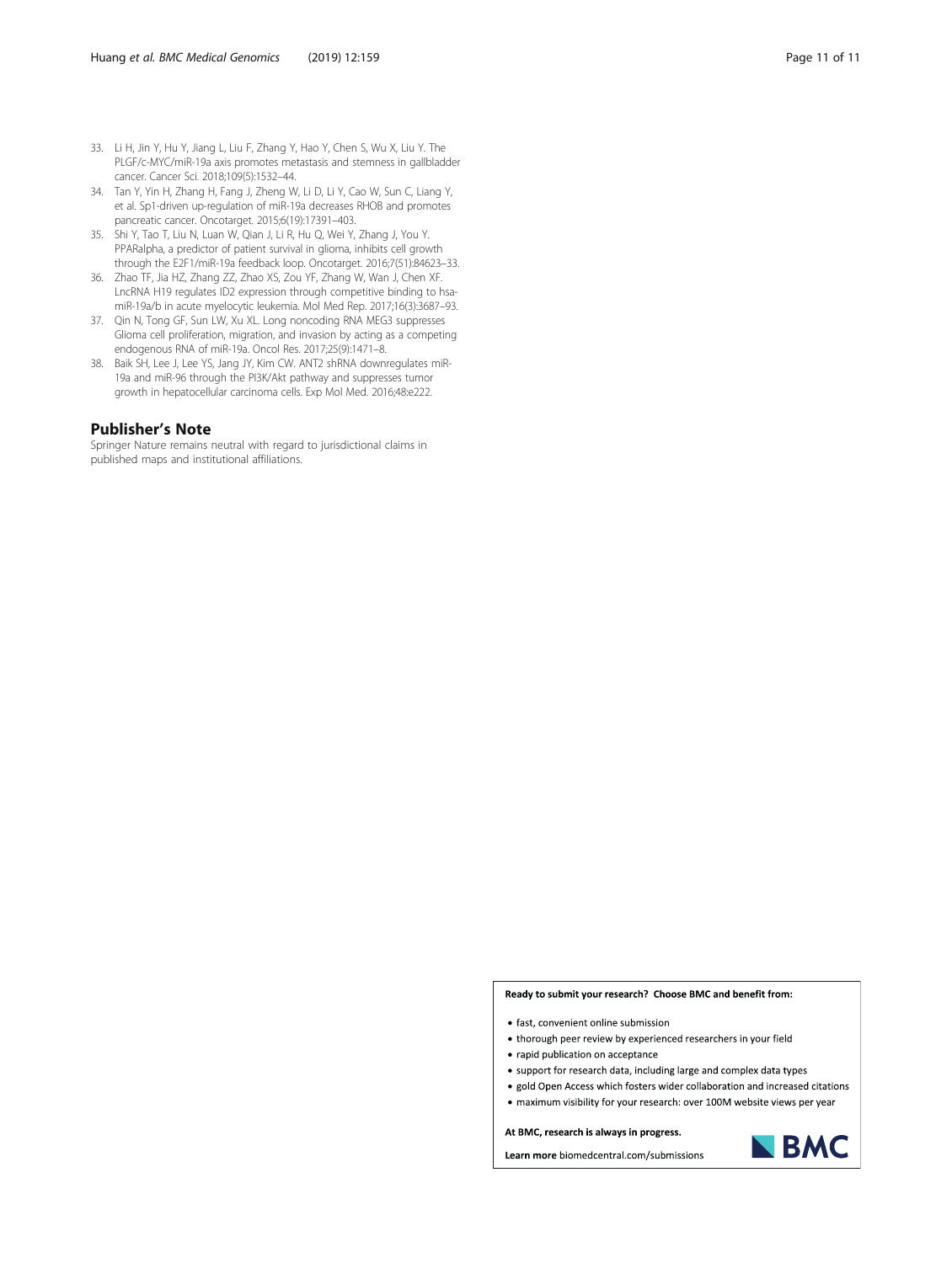33. Li H, Jin Y, Hu Y, Jiang L, Liu F, Zhang Y, Hao Y, Chen S, Wu X, Liu Y. The PLGF/c-MYC/miR-19a axis promotes metastasis and stemness in gallbladder cancer. Cancer Sci. 2018;109(5):1532–44.
34. Tan Y, Yin H, Zhang H, Fang J, Zheng W, Li D, Li Y, Cao W, Sun C, Liang Y, et al. Sp1-driven up-regulation of miR-19a decreases RHOB and promotes pancreatic cancer. Oncotarget. 2015;6(19):17391–403.
35. Shi Y, Tao T, Liu N, Luan W, Qian J, Li R, Hu Q, Wei Y, Zhang J, You Y. PPARalpha, a predictor of patient survival in glioma, inhibits cell growth through the E2F1/miR-19a feedback loop. Oncotarget. 2016;7(51):84623–33.
36. Zhao TF, Jia HZ, Zhang ZZ, Zhao XS, Zou YF, Zhang W, Wan J, Chen XF. LncRNA H19 regulates ID2 expression through competitive binding to hsa-miR-19a/b in acute myelocytic leukemia. Mol Med Rep. 2017;16(3):3687–93.
37. Qin N, Tong GF, Sun LW, Xu XL. Long noncoding RNA MEG3 suppresses Glioma cell proliferation, migration, and invasion by acting as a competing endogenous RNA of miR-19a. Oncol Res. 2017;25(9):1471–8.
38. Baik SH, Lee J, Lee YS, Jang JY, Kim CW. ANT2 shRNA downregulates miR-19a and miR-96 through the PI3K/Akt pathway and suppresses tumor growth in hepatocellular carcinoma cells. Exp Mol Med. 2016;48:e222.

## Publisher's Note

Springer Nature remains neutral with regard to jurisdictional claims in published maps and institutional affiliations.

**Ready to submit your research? Choose BMC and benefit from:**

- fast, convenient online submission
- thorough peer review by experienced researchers in your field
- rapid publication on acceptance
- support for research data, including large and complex data types
- gold Open Access which fosters wider collaboration and increased citations
- maximum visibility for your research: over 100M website views per year

**At BMC, research is always in progress.**

**Learn more** biomedcentral.com/submissions

BMC